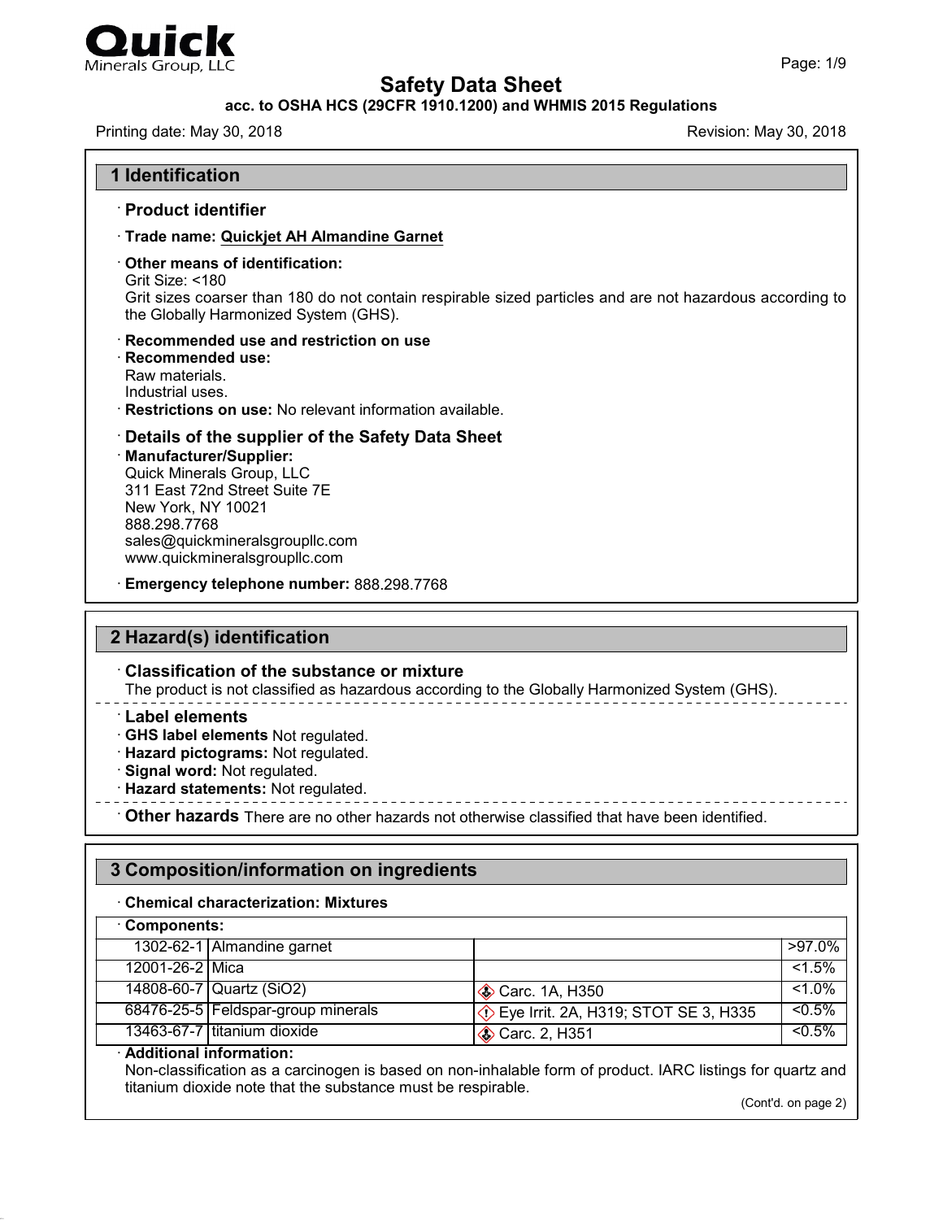Quick Minerals Group, LLC

# Safety Data Sheet

**acc. to OSHA HCS (29CFR 1910.1200) and WHMIS 2015 Regulations**

Printing date: May 30, 2018 Revision: May 30, 2018

## 1 Identification

· **Product identifier**

· **Trade name: Quickjet AH Almandine Garnet**

· **Other means of identification:**
Grit Size: <180
Grit sizes coarser than 180 do not contain respirable sized particles and are not hazardous according to the Globally Harmonized System (GHS).

· **Recommended use and restriction on use**
· **Recommended use:**
Raw materials.
Industrial uses.
· **Restrictions on use:** No relevant information available.

· **Details of the supplier of the Safety Data Sheet**
· **Manufacturer/Supplier:**
Quick Minerals Group, LLC
311 East 72nd Street Suite 7E
New York, NY 10021
888.298.7768
sales@quickmineralsgroupllc.com
www.quickmineralsgroupllc.com

· **Emergency telephone number:** 888.298.7768

## 2 Hazard(s) identification

· **Classification of the substance or mixture**
The product is not classified as hazardous according to the Globally Harmonized System (GHS).

· **Label elements**
· **GHS label elements** Not regulated.
· **Hazard pictograms:** Not regulated.
· **Signal word:** Not regulated.
· **Hazard statements:** Not regulated.

· **Other hazards** There are no other hazards not otherwise classified that have been identified.

## 3 Composition/information on ingredients

· **Chemical characterization: Mixtures**

· **Components:**

| CAS | Component | Classification | Concentration |
|---|---|---|---|
| 1302-62-1 | Almandine garnet | | >97.0% |
| 12001-26-2 | Mica | | <1.5% |
| 14808-60-7 | Quartz (SiO2) | Carc. 1A, H350 | <1.0% |
| 68476-25-5 | Feldspar-group minerals | Eye Irrit. 2A, H319; STOT SE 3, H335 | <0.5% |
| 13463-67-7 | titanium dioxide | Carc. 2, H351 | <0.5% |

· **Additional information:**
Non-classification as a carcinogen is based on non-inhalable form of product. IARC listings for quartz and titanium dioxide note that the substance must be respirable.

(Cont'd. on page 2)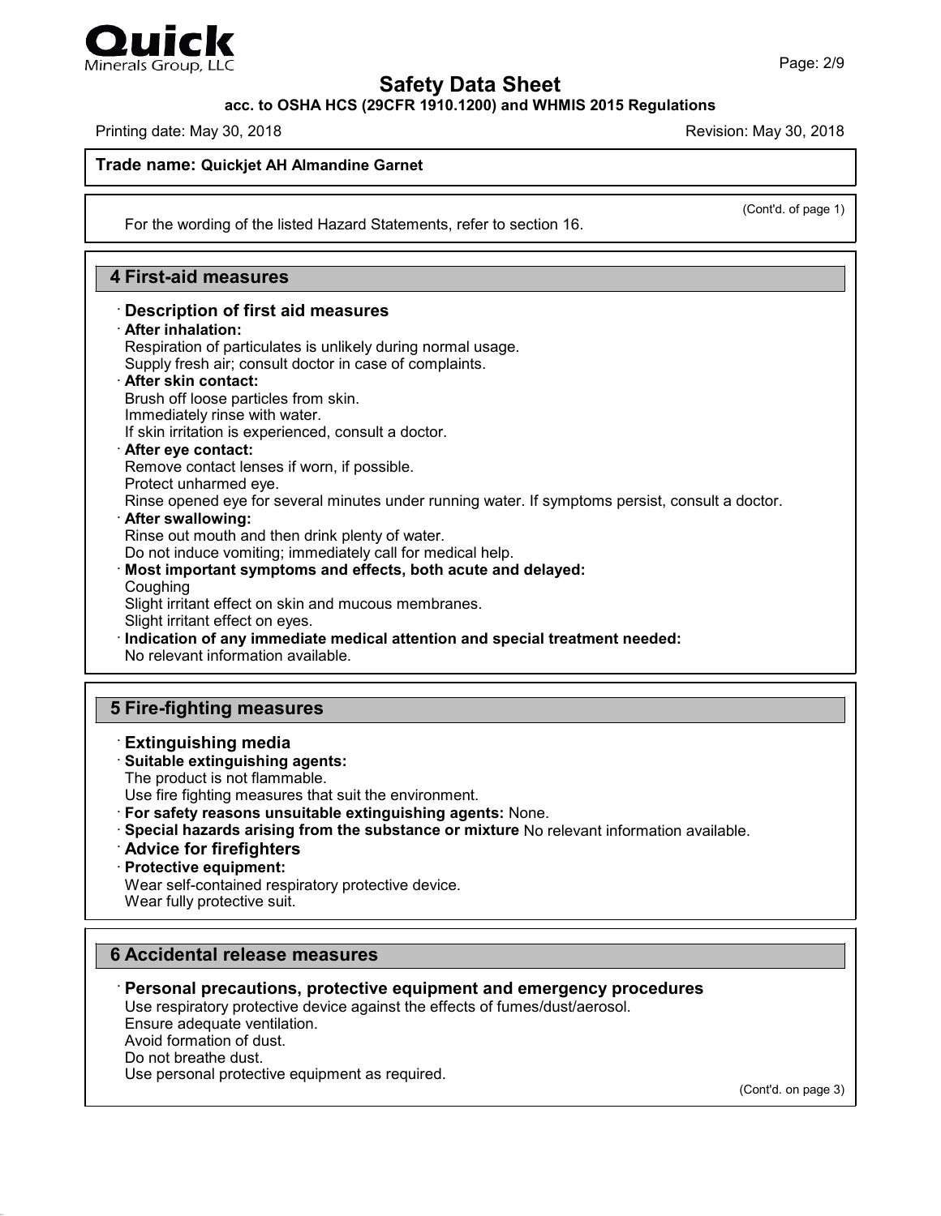**Trade name: Quickjet AH Almandine Garnet**

(Cont'd. of page 1)

For the wording of the listed Hazard Statements, refer to section 16.

## 4 First-aid measures

· **Description of first aid measures**

· **After inhalation:**
Respiration of particulates is unlikely during normal usage.
Supply fresh air; consult doctor in case of complaints.

· **After skin contact:**
Brush off loose particles from skin.
Immediately rinse with water.
If skin irritation is experienced, consult a doctor.

· **After eye contact:**
Remove contact lenses if worn, if possible.
Protect unharmed eye.
Rinse opened eye for several minutes under running water. If symptoms persist, consult a doctor.

· **After swallowing:**
Rinse out mouth and then drink plenty of water.
Do not induce vomiting; immediately call for medical help.

· **Most important symptoms and effects, both acute and delayed:**
Coughing
Slight irritant effect on skin and mucous membranes.
Slight irritant effect on eyes.

· **Indication of any immediate medical attention and special treatment needed:**
No relevant information available.

## 5 Fire-fighting measures

· **Extinguishing media**

· **Suitable extinguishing agents:**
The product is not flammable.
Use fire fighting measures that suit the environment.

· **For safety reasons unsuitable extinguishing agents:** None.

· **Special hazards arising from the substance or mixture** No relevant information available.

· **Advice for firefighters**

· **Protective equipment:**
Wear self-contained respiratory protective device.
Wear fully protective suit.

## 6 Accidental release measures

· **Personal precautions, protective equipment and emergency procedures**
Use respiratory protective device against the effects of fumes/dust/aerosol.
Ensure adequate ventilation.
Avoid formation of dust.
Do not breathe dust.
Use personal protective equipment as required.

(Cont'd. on page 3)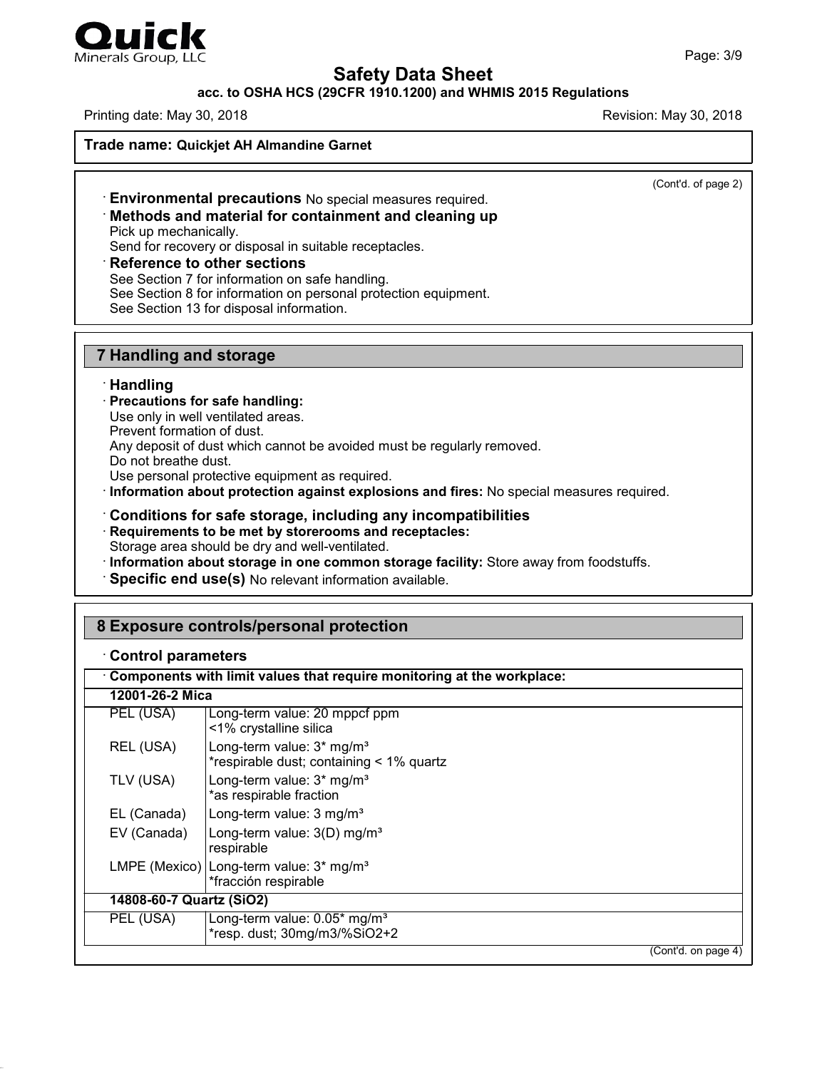**Trade name: Quickjet AH Almandine Garnet**

(Cont'd. of page 2)

· **Environmental precautions** No special measures required.

· **Methods and material for containment and cleaning up**
Pick up mechanically.
Send for recovery or disposal in suitable receptacles.

· **Reference to other sections**
See Section 7 for information on safe handling.
See Section 8 for information on personal protection equipment.
See Section 13 for disposal information.

## 7 Handling and storage

· **Handling**

· **Precautions for safe handling:**
Use only in well ventilated areas.
Prevent formation of dust.
Any deposit of dust which cannot be avoided must be regularly removed.
Do not breathe dust.
Use personal protective equipment as required.

· **Information about protection against explosions and fires:** No special measures required.

· **Conditions for safe storage, including any incompatibilities**

· **Requirements to be met by storerooms and receptacles:**
Storage area should be dry and well-ventilated.

· **Information about storage in one common storage facility:** Store away from foodstuffs.

· **Specific end use(s)** No relevant information available.

## 8 Exposure controls/personal protection

· **Control parameters**

| · **Components with limit values that require monitoring at the workplace:** | |
|---|---|
| **12001-26-2 Mica** | |
| PEL (USA) | Long-term value: 20 mppcf ppm<br><1% crystalline silica |
| REL (USA) | Long-term value: 3* mg/m³<br>*respirable dust; containing < 1% quartz |
| TLV (USA) | Long-term value: 3* mg/m³<br>*as respirable fraction |
| EL (Canada) | Long-term value: 3 mg/m³ |
| EV (Canada) | Long-term value: 3(D) mg/m³<br>respirable |
| LMPE (Mexico) | Long-term value: 3* mg/m³<br>*fracción respirable |
| **14808-60-7 Quartz ($SiO_2$)** | |
| PEL (USA) | Long-term value: 0.05* mg/m³<br>*resp. dust; 30mg/m3/%SiO2+2 |

(Cont'd. on page 4)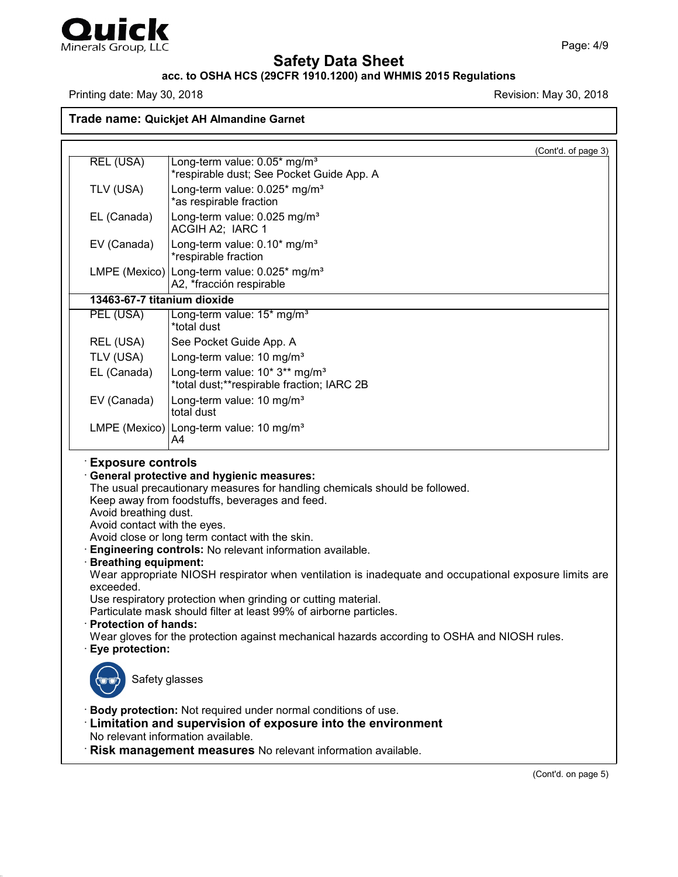**Trade name: Quickjet AH Almandine Garnet**

(Cont'd. of page 3)

| | |
|---|---|
| REL (USA) | Long-term value: 0.05* mg/m³<br>*respirable dust; See Pocket Guide App. A |
| TLV (USA) | Long-term value: 0.025* mg/m³<br>*as respirable fraction |
| EL (Canada) | Long-term value: 0.025 mg/m³<br>ACGIH A2; IARC 1 |
| EV (Canada) | Long-term value: 0.10* mg/m³<br>*respirable fraction |
| LMPE (Mexico) | Long-term value: 0.025* mg/m³<br>A2, *fracción respirable |
| **13463-67-7 titanium dioxide** | |
| PEL (USA) | Long-term value: 15* mg/m³<br>*total dust |
| REL (USA) | See Pocket Guide App. A |
| TLV (USA) | Long-term value: 10 mg/m³ |
| EL (Canada) | Long-term value: 10* 3** mg/m³<br>*total dust;**respirable fraction; IARC 2B |
| EV (Canada) | Long-term value: 10 mg/m³<br>total dust |
| LMPE (Mexico) | Long-term value: 10 mg/m³<br>A4 |

· **Exposure controls**

· **General protective and hygienic measures:**
The usual precautionary measures for handling chemicals should be followed.
Keep away from foodstuffs, beverages and feed.
Avoid breathing dust.
Avoid contact with the eyes.
Avoid close or long term contact with the skin.

· **Engineering controls:** No relevant information available.

· **Breathing equipment:**
Wear appropriate NIOSH respirator when ventilation is inadequate and occupational exposure limits are exceeded.
Use respiratory protection when grinding or cutting material.
Particulate mask should filter at least 99% of airborne particles.

· **Protection of hands:**
Wear gloves for the protection against mechanical hazards according to OSHA and NIOSH rules.

· **Eye protection:**

Safety glasses

· **Body protection:** Not required under normal conditions of use.

· **Limitation and supervision of exposure into the environment**
No relevant information available.

· **Risk management measures** No relevant information available.

(Cont'd. on page 5)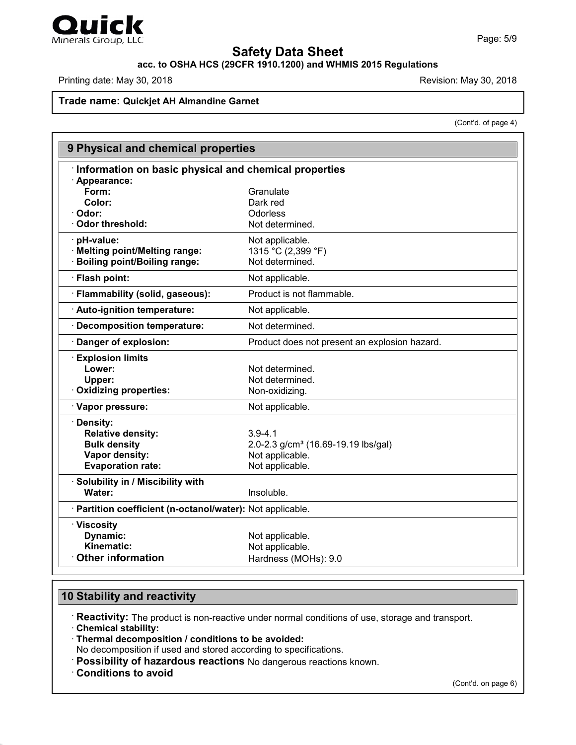**Trade name: Quickjet AH Almandine Garnet**

(Cont'd. of page 4)

## 9 Physical and chemical properties

| · **Information on basic physical and chemical properties** | |
|---|---|
| · **Appearance:** | |
| **Form:** | Granulate |
| **Color:** | Dark red |
| · **Odor:** | Odorless |
| · **Odor threshold:** | Not determined. |
| · **pH-value:** | Not applicable. |
| · **Melting point/Melting range:** | 1315 °C (2,399 °F) |
| · **Boiling point/Boiling range:** | Not determined. |
| · **Flash point:** | Not applicable. |
| · **Flammability (solid, gaseous):** | Product is not flammable. |
| · **Auto-ignition temperature:** | Not applicable. |
| · **Decomposition temperature:** | Not determined. |
| · **Danger of explosion:** | Product does not present an explosion hazard. |
| · **Explosion limits** | |
| **Lower:** | Not determined. |
| **Upper:** | Not determined. |
| · **Oxidizing properties:** | Non-oxidizing. |
| · **Vapor pressure:** | Not applicable. |
| · **Density:** | |
| **Relative density:** | 3.9-4.1 |
| **Bulk density** | 2.0-2.3 $g/cm^3$ (16.69-19.19 lbs/gal) |
| **Vapor density:** | Not applicable. |
| **Evaporation rate:** | Not applicable. |
| · **Solubility in / Miscibility with** | |
| **Water:** | Insoluble. |
| · **Partition coefficient (n-octanol/water):** | Not applicable. |
| · **Viscosity** | |
| **Dynamic:** | Not applicable. |
| **Kinematic:** | Not applicable. |
| · **Other information** | Hardness (MOHs): 9.0 |

## 10 Stability and reactivity

· **Reactivity:** The product is non-reactive under normal conditions of use, storage and transport.

· **Chemical stability:**

· **Thermal decomposition / conditions to be avoided:**
No decomposition if used and stored according to specifications.

· **Possibility of hazardous reactions** No dangerous reactions known.

· **Conditions to avoid**

(Cont'd. on page 6)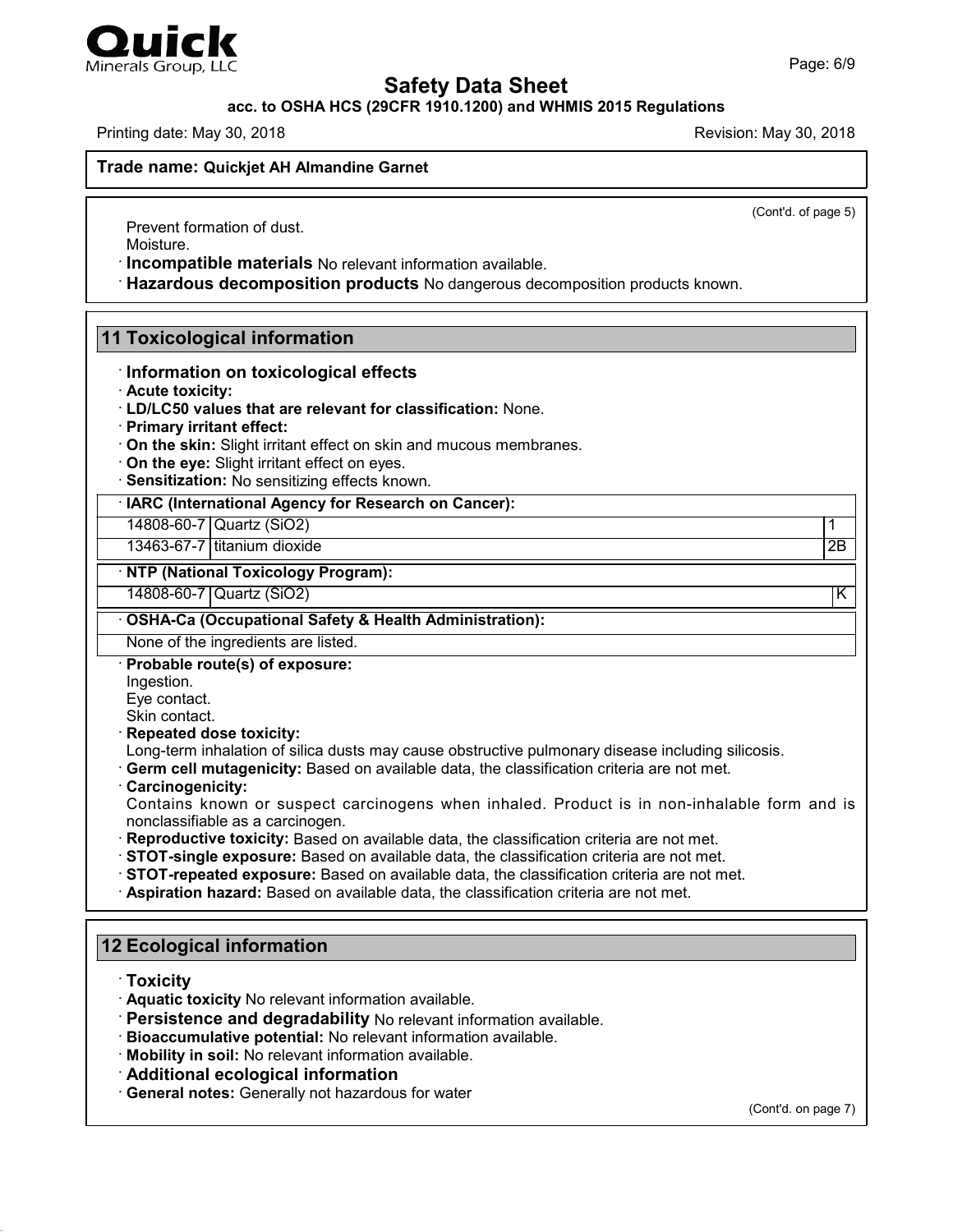**Trade name: Quickjet AH Almandine Garnet**

(Cont'd. of page 5)

Prevent formation of dust.
Moisture.

· **Incompatible materials** No relevant information available.
· **Hazardous decomposition products** No dangerous decomposition products known.

## 11 Toxicological information

· **Information on toxicological effects**
· **Acute toxicity:**
· **LD/LC50 values that are relevant for classification:** None.
· **Primary irritant effect:**
· **On the skin:** Slight irritant effect on skin and mucous membranes.
· **On the eye:** Slight irritant effect on eyes.
· **Sensitization:** No sensitizing effects known.

| · IARC (International Agency for Research on Cancer): | | |
|---|---|---|
| 14808-60-7 | Quartz ($SiO_2$) | 1 |
| 13463-67-7 | titanium dioxide | 2B |

| · NTP (National Toxicology Program): | | |
|---|---|---|
| 14808-60-7 | Quartz ($SiO_2$) | K |

| · OSHA-Ca (Occupational Safety & Health Administration): |
|---|
| None of the ingredients are listed. |

· **Probable route(s) of exposure:**
Ingestion.
Eye contact.
Skin contact.
· **Repeated dose toxicity:**
Long-term inhalation of silica dusts may cause obstructive pulmonary disease including silicosis.
· **Germ cell mutagenicity:** Based on available data, the classification criteria are not met.
· **Carcinogenicity:**
Contains known or suspect carcinogens when inhaled. Product is in non-inhalable form and is nonclassifiable as a carcinogen.
· **Reproductive toxicity:** Based on available data, the classification criteria are not met.
· **STOT-single exposure:** Based on available data, the classification criteria are not met.
· **STOT-repeated exposure:** Based on available data, the classification criteria are not met.
· **Aspiration hazard:** Based on available data, the classification criteria are not met.

## 12 Ecological information

· **Toxicity**
· **Aquatic toxicity** No relevant information available.
· **Persistence and degradability** No relevant information available.
· **Bioaccumulative potential:** No relevant information available.
· **Mobility in soil:** No relevant information available.
· **Additional ecological information**
· **General notes:** Generally not hazardous for water

(Cont'd. on page 7)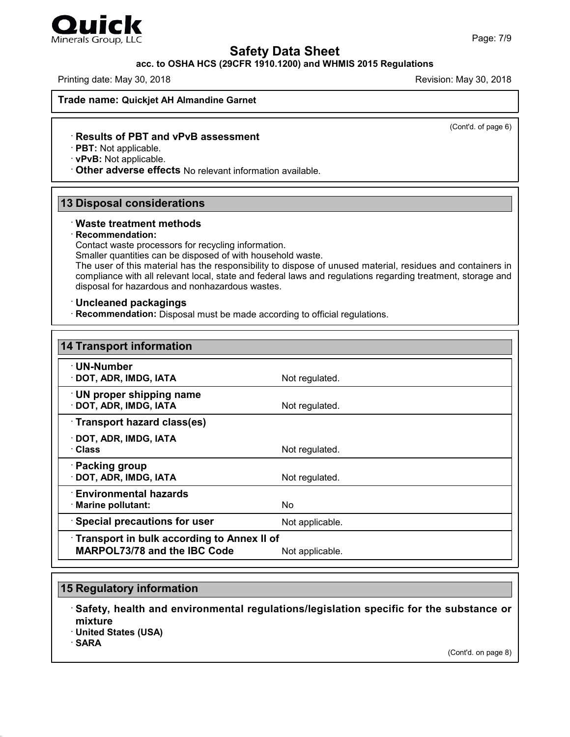**Trade name: Quickjet AH Almandine Garnet**

(Cont'd. of page 6)

· **Results of PBT and vPvB assessment**
· **PBT:** Not applicable.
· **vPvB:** Not applicable.
· **Other adverse effects** No relevant information available.

## 13 Disposal considerations

· **Waste treatment methods**
· **Recommendation:**
Contact waste processors for recycling information.
Smaller quantities can be disposed of with household waste.
The user of this material has the responsibility to dispose of unused material, residues and containers in compliance with all relevant local, state and federal laws and regulations regarding treatment, storage and disposal for hazardous and nonhazardous wastes.

· **Uncleaned packagings**
· **Recommendation:** Disposal must be made according to official regulations.

## 14 Transport information

| | |
|---|---|
| · **UN-Number** | |
| · **DOT, ADR, IMDG, IATA** | Not regulated. |
| · **UN proper shipping name** | |
| · **DOT, ADR, IMDG, IATA** | Not regulated. |
| · **Transport hazard class(es)** | |
| · **DOT, ADR, IMDG, IATA** | |
| · **Class** | Not regulated. |
| · **Packing group** | |
| · **DOT, ADR, IMDG, IATA** | Not regulated. |
| · **Environmental hazards** | |
| · **Marine pollutant:** | No |
| · **Special precautions for user** | Not applicable. |
| · **Transport in bulk according to Annex II of MARPOL73/78 and the IBC Code** | Not applicable. |

## 15 Regulatory information

· **Safety, health and environmental regulations/legislation specific for the substance or mixture**
· **United States (USA)**
· **SARA**

(Cont'd. on page 8)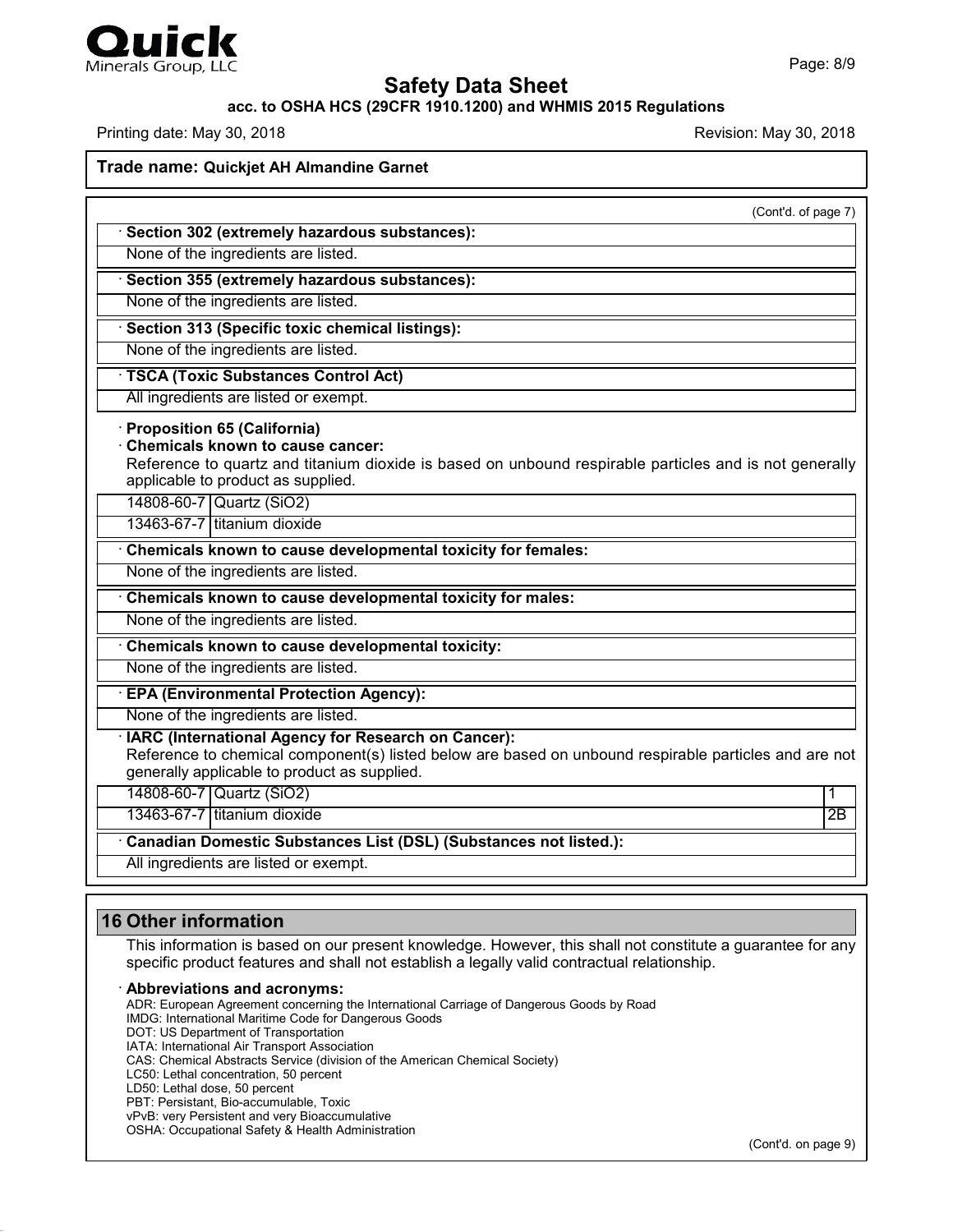**Trade name: Quickjet AH Almandine Garnet**

(Cont'd. of page 7)

· **Section 302 (extremely hazardous substances):**

None of the ingredients are listed.

· **Section 355 (extremely hazardous substances):**

None of the ingredients are listed.

· **Section 313 (Specific toxic chemical listings):**

None of the ingredients are listed.

· **TSCA (Toxic Substances Control Act)**

All ingredients are listed or exempt.

· **Proposition 65 (California)**

· **Chemicals known to cause cancer:**

Reference to quartz and titanium dioxide is based on unbound respirable particles and is not generally applicable to product as supplied.

| | |
|---|---|
| 14808-60-7 | Quartz ($SiO_2$) |
| 13463-67-7 | titanium dioxide |

· **Chemicals known to cause developmental toxicity for females:**

None of the ingredients are listed.

· **Chemicals known to cause developmental toxicity for males:**

None of the ingredients are listed.

· **Chemicals known to cause developmental toxicity:**

None of the ingredients are listed.

· **EPA (Environmental Protection Agency):**

None of the ingredients are listed.

· **IARC (International Agency for Research on Cancer):**

Reference to chemical component(s) listed below are based on unbound respirable particles and are not generally applicable to product as supplied.

| | | |
|---|---|---|
| 14808-60-7 | Quartz ($SiO_2$) | 1 |
| 13463-67-7 | titanium dioxide | 2B |

· **Canadian Domestic Substances List (DSL) (Substances not listed.):**

All ingredients are listed or exempt.

## 16 Other information

This information is based on our present knowledge. However, this shall not constitute a guarantee for any specific product features and shall not establish a legally valid contractual relationship.

· **Abbreviations and acronyms:**

ADR: European Agreement concerning the International Carriage of Dangerous Goods by Road
IMDG: International Maritime Code for Dangerous Goods
DOT: US Department of Transportation
IATA: International Air Transport Association
CAS: Chemical Abstracts Service (division of the American Chemical Society)
LC50: Lethal concentration, 50 percent
LD50: Lethal dose, 50 percent
PBT: Persistant, Bio-accumulable, Toxic
vPvB: very Persistent and very Bioaccumulative
OSHA: Occupational Safety & Health Administration

(Cont'd. on page 9)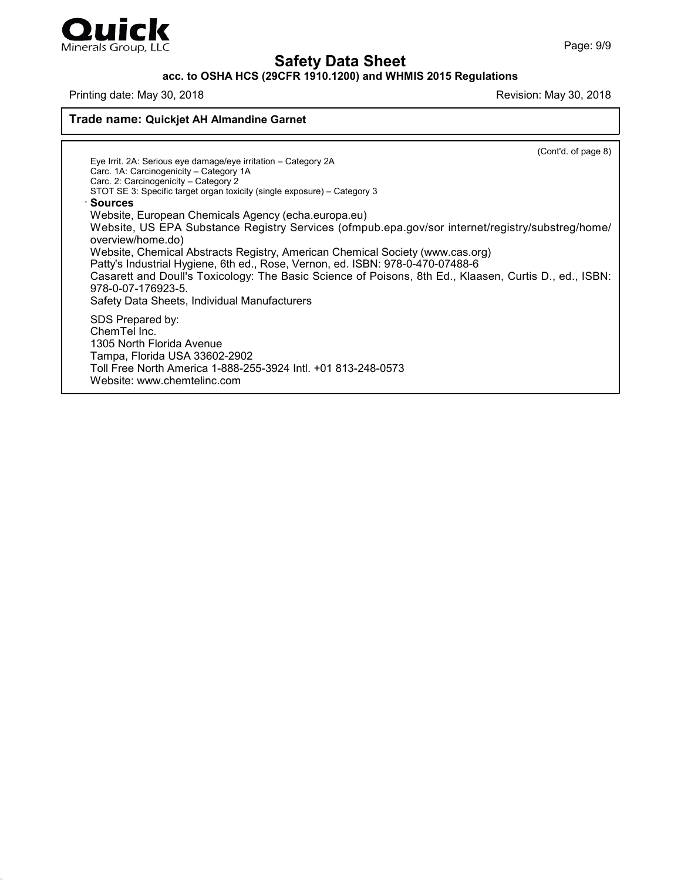Trade name: **Quickjet AH Almandine Garnet**

(Cont'd. of page 8)

Eye Irrit. 2A: Serious eye damage/eye irritation – Category 2A
Carc. 1A: Carcinogenicity – Category 1A
Carc. 2: Carcinogenicity – Category 2
STOT SE 3: Specific target organ toxicity (single exposure) – Category 3

· **Sources**

Website, European Chemicals Agency (echa.europa.eu)
Website, US EPA Substance Registry Services (ofmpub.epa.gov/sor internet/registry/substreg/home/overview/home.do)
Website, Chemical Abstracts Registry, American Chemical Society (www.cas.org)
Patty's Industrial Hygiene, 6th ed., Rose, Vernon, ed. ISBN: 978-0-470-07488-6
Casarett and Doull's Toxicology: The Basic Science of Poisons, 8th Ed., Klaasen, Curtis D., ed., ISBN: 978-0-07-176923-5.
Safety Data Sheets, Individual Manufacturers

SDS Prepared by:
ChemTel Inc.
1305 North Florida Avenue
Tampa, Florida USA 33602-2902
Toll Free North America 1-888-255-3924 Intl. +01 813-248-0573
Website: www.chemtelinc.com